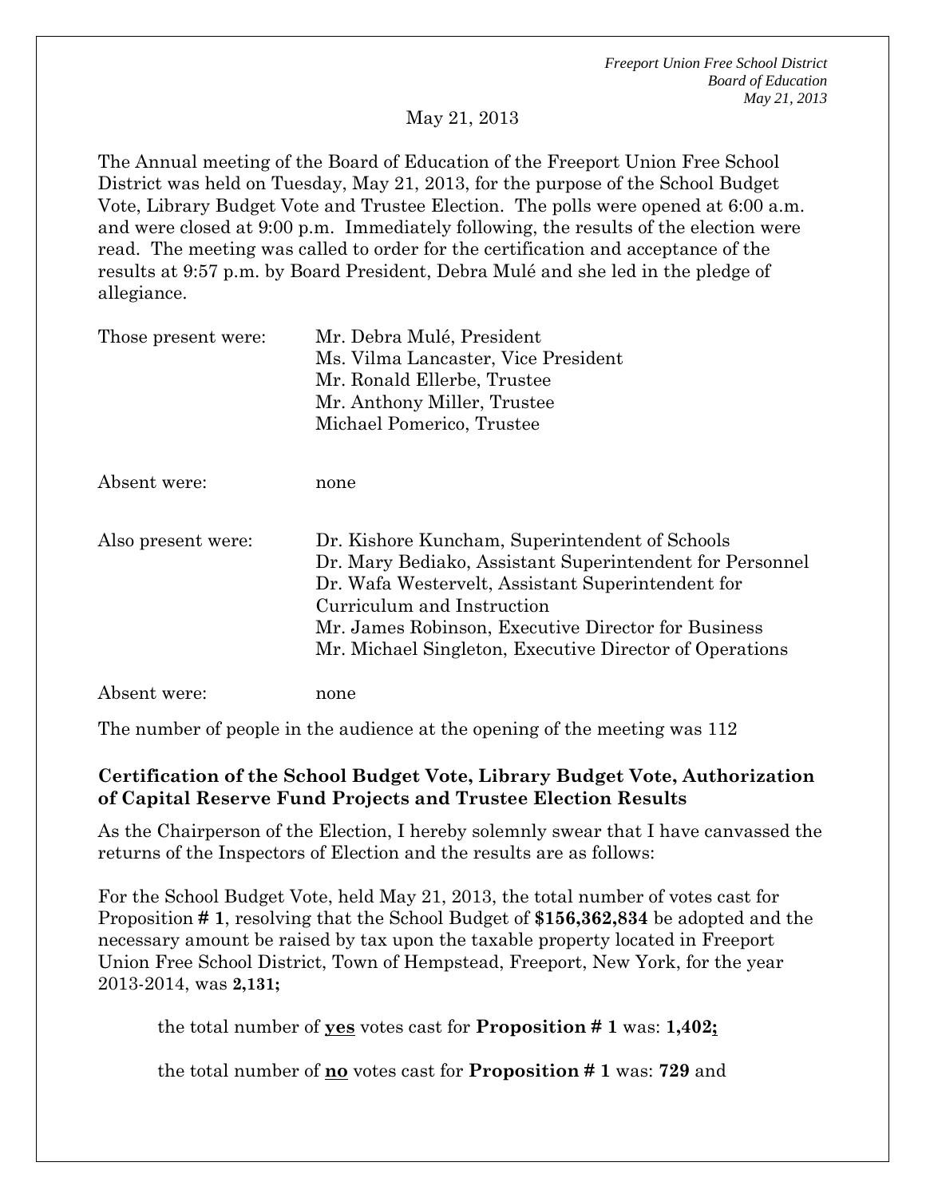May 21, 2013

The Annual meeting of the Board of Education of the Freeport Union Free School District was held on Tuesday, May 21, 2013, for the purpose of the School Budget Vote, Library Budget Vote and Trustee Election. The polls were opened at 6:00 a.m. and were closed at 9:00 p.m. Immediately following, the results of the election were read. The meeting was called to order for the certification and acceptance of the results at 9:57 p.m. by Board President, Debra Mulé and she led in the pledge of allegiance.

Those present were:
- Mr. Debra Mulé, President
- Ms. Vilma Lancaster, Vice President
- Mr. Ronald Ellerbe, Trustee
- Mr. Anthony Miller, Trustee
- Michael Pomerico, Trustee

Absent were: none

Also present were:
- Dr. Kishore Kuncham, Superintendent of Schools
- Dr. Mary Bediako, Assistant Superintendent for Personnel
- Dr. Wafa Westervelt, Assistant Superintendent for Curriculum and Instruction
- Mr. James Robinson, Executive Director for Business
- Mr. Michael Singleton, Executive Director of Operations

Absent were: none

The number of people in the audience at the opening of the meeting was 112

**Certification of the School Budget Vote, Library Budget Vote, Authorization of Capital Reserve Fund Projects and Trustee Election Results**

As the Chairperson of the Election, I hereby solemnly swear that I have canvassed the returns of the Inspectors of Election and the results are as follows:

For the School Budget Vote, held May 21, 2013, the total number of votes cast for Proposition **# 1**, resolving that the School Budget of **$156,362,834** be adopted and the necessary amount be raised by tax upon the taxable property located in Freeport Union Free School District, Town of Hempstead, Freeport, New York, for the year 2013-2014, was **2,131;**

the total number of **yes** votes cast for **Proposition # 1** was: **1,402;**

the total number of **no** votes cast for **Proposition # 1** was: **729** and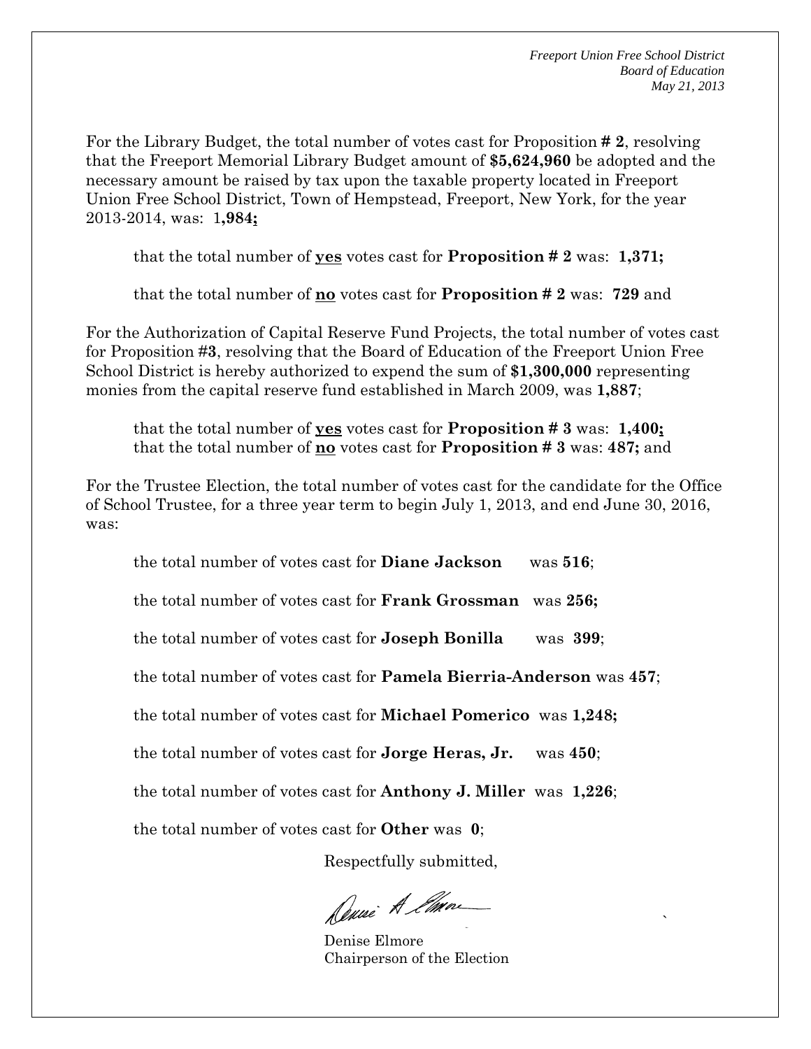For the Library Budget, the total number of votes cast for Proposition **# 2**, resolving that the Freeport Memorial Library Budget amount of **$5,624,960** be adopted and the necessary amount be raised by tax upon the taxable property located in Freeport Union Free School District, Town of Hempstead, Freeport, New York, for the year 2013-2014, was: 1**,984;**

that the total number of **yes** votes cast for **Proposition # 2** was: **1,371;**

that the total number of **no** votes cast for **Proposition # 2** was: **729** and

For the Authorization of Capital Reserve Fund Projects, the total number of votes cast for Proposition #**3**, resolving that the Board of Education of the Freeport Union Free School District is hereby authorized to expend the sum of **$1,300,000** representing monies from the capital reserve fund established in March 2009, was **1,887**;

that the total number of **yes** votes cast for **Proposition # 3** was: **1,400;**
that the total number of **no** votes cast for **Proposition # 3** was: **487;** and

For the Trustee Election, the total number of votes cast for the candidate for the Office of School Trustee, for a three year term to begin July 1, 2013, and end June 30, 2016, was:

the total number of votes cast for **Diane Jackson** was **516**;

the total number of votes cast for **Frank Grossman** was **256;**

the total number of votes cast for **Joseph Bonilla** was **399**;

the total number of votes cast for **Pamela Bierria-Anderson** was **457**;

the total number of votes cast for **Michael Pomerico** was **1,248;**

the total number of votes cast for **Jorge Heras, Jr.** was **450**;

the total number of votes cast for **Anthony J. Miller** was **1,226**;

the total number of votes cast for **Other** was **0**;

Respectfully submitted,

Denise A Elmore

Denise Elmore
Chairperson of the Election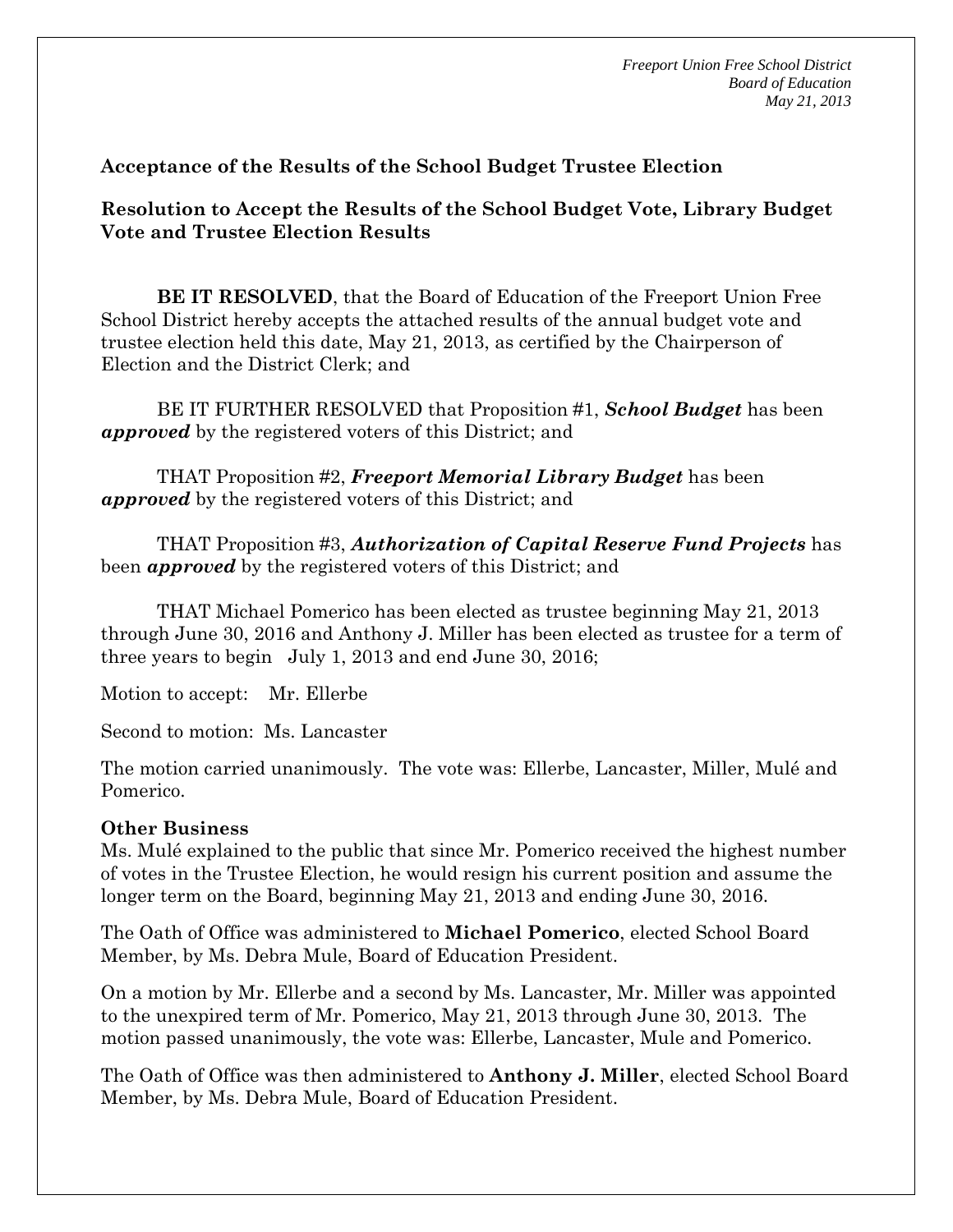**Acceptance of the Results of the School Budget Trustee Election**

**Resolution to Accept the Results of the School Budget Vote, Library Budget Vote and Trustee Election Results**

**BE IT RESOLVED**, that the Board of Education of the Freeport Union Free School District hereby accepts the attached results of the annual budget vote and trustee election held this date, May 21, 2013, as certified by the Chairperson of Election and the District Clerk; and

BE IT FURTHER RESOLVED that Proposition #1, ***School Budget*** has been ***approved*** by the registered voters of this District; and

THAT Proposition #2, ***Freeport Memorial Library Budget*** has been ***approved*** by the registered voters of this District; and

THAT Proposition #3, ***Authorization of Capital Reserve Fund Projects*** has been ***approved*** by the registered voters of this District; and

THAT Michael Pomerico has been elected as trustee beginning May 21, 2013 through June 30, 2016 and Anthony J. Miller has been elected as trustee for a term of three years to begin July 1, 2013 and end June 30, 2016;

Motion to accept: Mr. Ellerbe

Second to motion: Ms. Lancaster

The motion carried unanimously. The vote was: Ellerbe, Lancaster, Miller, Mulé and Pomerico.

**Other Business**

Ms. Mulé explained to the public that since Mr. Pomerico received the highest number of votes in the Trustee Election, he would resign his current position and assume the longer term on the Board, beginning May 21, 2013 and ending June 30, 2016.

The Oath of Office was administered to **Michael Pomerico**, elected School Board Member, by Ms. Debra Mule, Board of Education President.

On a motion by Mr. Ellerbe and a second by Ms. Lancaster, Mr. Miller was appointed to the unexpired term of Mr. Pomerico, May 21, 2013 through June 30, 2013. The motion passed unanimously, the vote was: Ellerbe, Lancaster, Mule and Pomerico.

The Oath of Office was then administered to **Anthony J. Miller**, elected School Board Member, by Ms. Debra Mule, Board of Education President.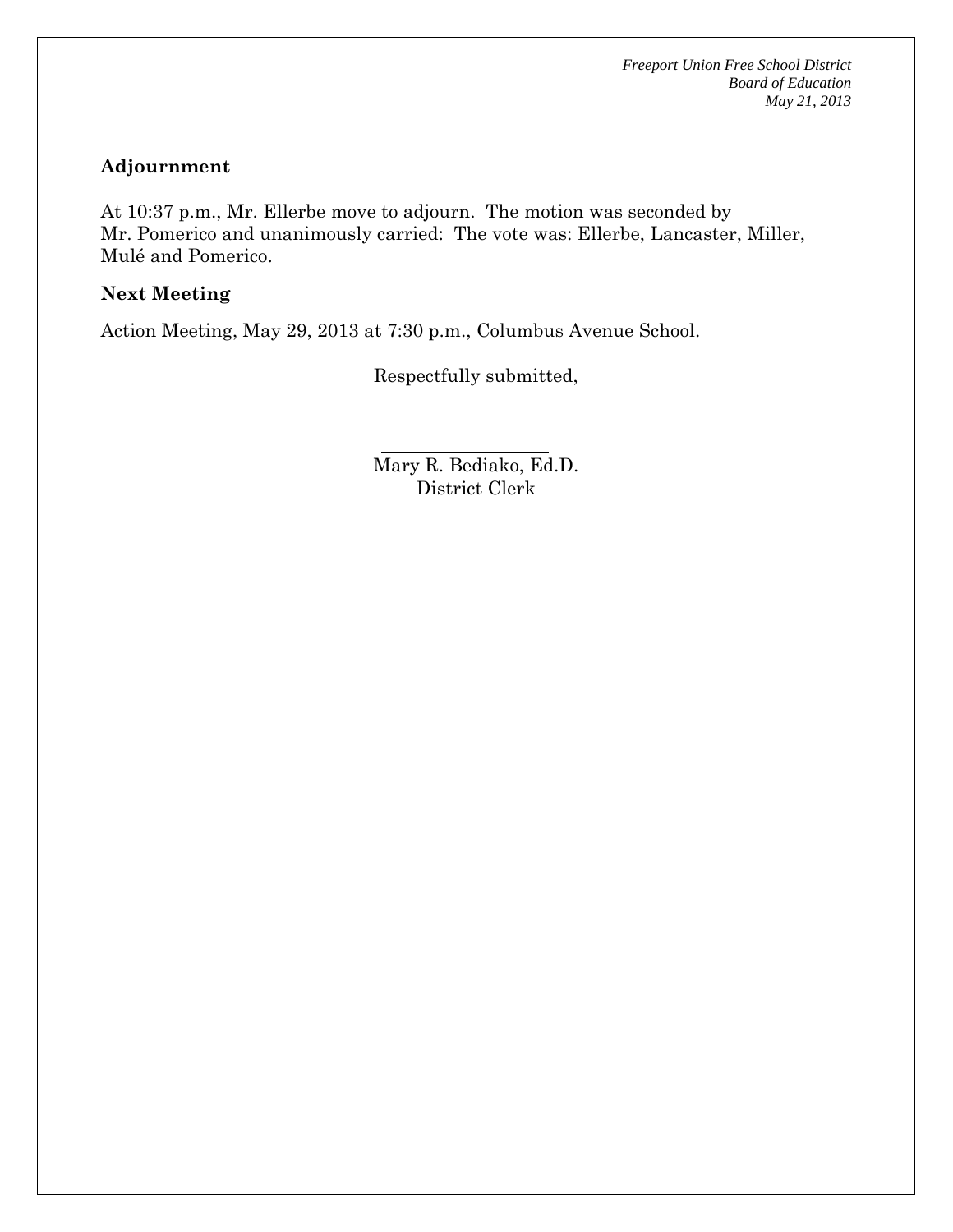**Adjournment**

At 10:37 p.m., Mr. Ellerbe move to adjourn. The motion was seconded by Mr. Pomerico and unanimously carried: The vote was: Ellerbe, Lancaster, Miller, Mulé and Pomerico.

**Next Meeting**

Action Meeting, May 29, 2013 at 7:30 p.m., Columbus Avenue School.

Respectfully submitted,

\_\_\_\_\_\_\_\_\_\_\_\_\_\_\_\_\_\_\_\_

Mary R. Bediako, Ed.D.
District Clerk